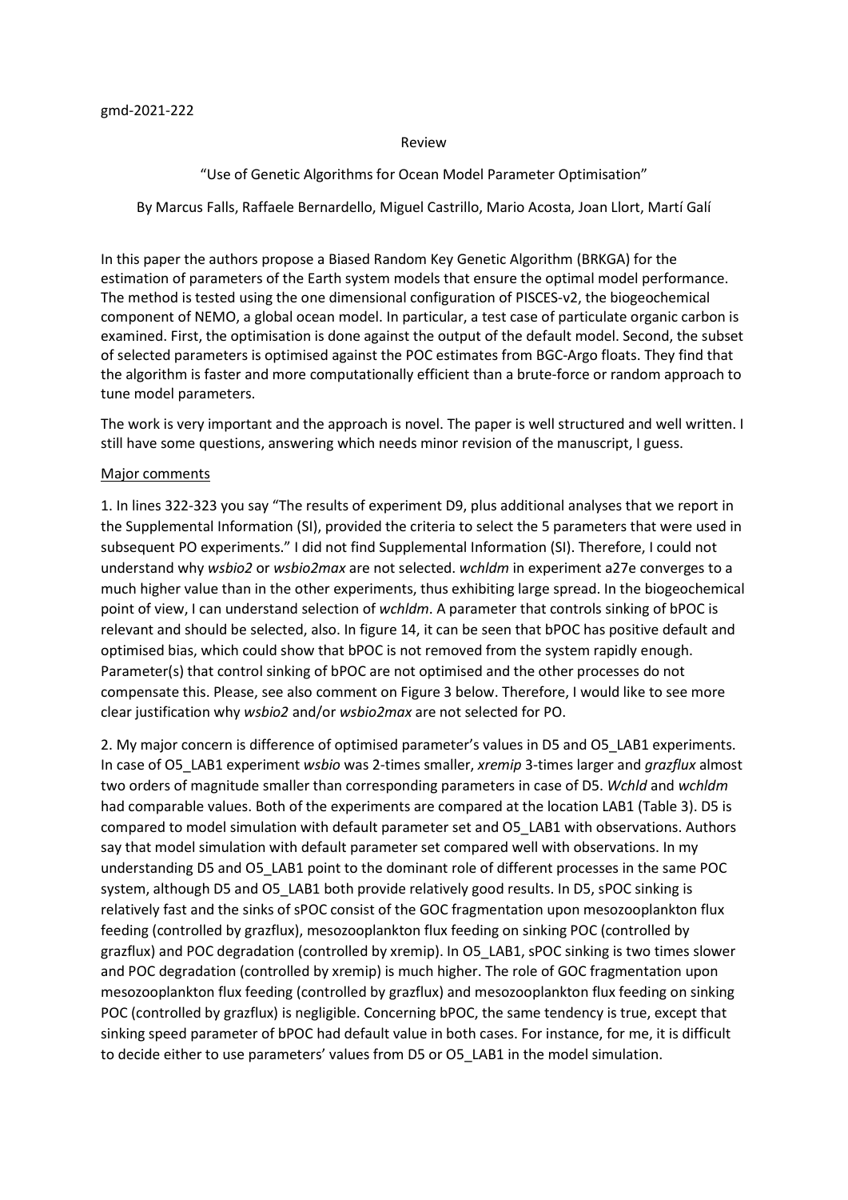gmd-2021-222

Review

"Use of Genetic Algorithms for Ocean Model Parameter Optimisation"

By Marcus Falls, Raffaele Bernardello, Miguel Castrillo, Mario Acosta, Joan Llort, Martí Galí

In this paper the authors propose a Biased Random Key Genetic Algorithm (BRKGA) for the estimation of parameters of the Earth system models that ensure the optimal model performance. The method is tested using the one dimensional configuration of PISCES-v2, the biogeochemical component of NEMO, a global ocean model. In particular, a test case of particulate organic carbon is examined. First, the optimisation is done against the output of the default model. Second, the subset of selected parameters is optimised against the POC estimates from BGC-Argo floats. They find that the algorithm is faster and more computationally efficient than a brute-force or random approach to tune model parameters.

The work is very important and the approach is novel. The paper is well structured and well written. I still have some questions, answering which needs minor revision of the manuscript, I guess.

Major comments

1. In lines 322-323 you say "The results of experiment D9, plus additional analyses that we report in the Supplemental Information (SI), provided the criteria to select the 5 parameters that were used in subsequent PO experiments." I did not find Supplemental Information (SI). Therefore, I could not understand why *wsbio2* or *wsbio2max* are not selected. *wchldm* in experiment a27e converges to a much higher value than in the other experiments, thus exhibiting large spread. In the biogeochemical point of view, I can understand selection of *wchldm*. A parameter that controls sinking of bPOC is relevant and should be selected, also. In figure 14, it can be seen that bPOC has positive default and optimised bias, which could show that bPOC is not removed from the system rapidly enough. Parameter(s) that control sinking of bPOC are not optimised and the other processes do not compensate this. Please, see also comment on Figure 3 below. Therefore, I would like to see more clear justification why *wsbio2* and/or *wsbio2max* are not selected for PO.

2. My major concern is difference of optimised parameter's values in D5 and O5_LAB1 experiments. In case of O5_LAB1 experiment *wsbio* was 2-times smaller, *xremip* 3-times larger and *grazflux* almost two orders of magnitude smaller than corresponding parameters in case of D5. *Wchld* and *wchldm* had comparable values. Both of the experiments are compared at the location LAB1 (Table 3). D5 is compared to model simulation with default parameter set and O5_LAB1 with observations. Authors say that model simulation with default parameter set compared well with observations. In my understanding D5 and O5_LAB1 point to the dominant role of different processes in the same POC system, although D5 and O5_LAB1 both provide relatively good results. In D5, sPOC sinking is relatively fast and the sinks of sPOC consist of the GOC fragmentation upon mesozooplankton flux feeding (controlled by grazflux), mesozooplankton flux feeding on sinking POC (controlled by grazflux) and POC degradation (controlled by xremip). In O5_LAB1, sPOC sinking is two times slower and POC degradation (controlled by xremip) is much higher. The role of GOC fragmentation upon mesozooplankton flux feeding (controlled by grazflux) and mesozooplankton flux feeding on sinking POC (controlled by grazflux) is negligible. Concerning bPOC, the same tendency is true, except that sinking speed parameter of bPOC had default value in both cases. For instance, for me, it is difficult to decide either to use parameters' values from D5 or O5_LAB1 in the model simulation.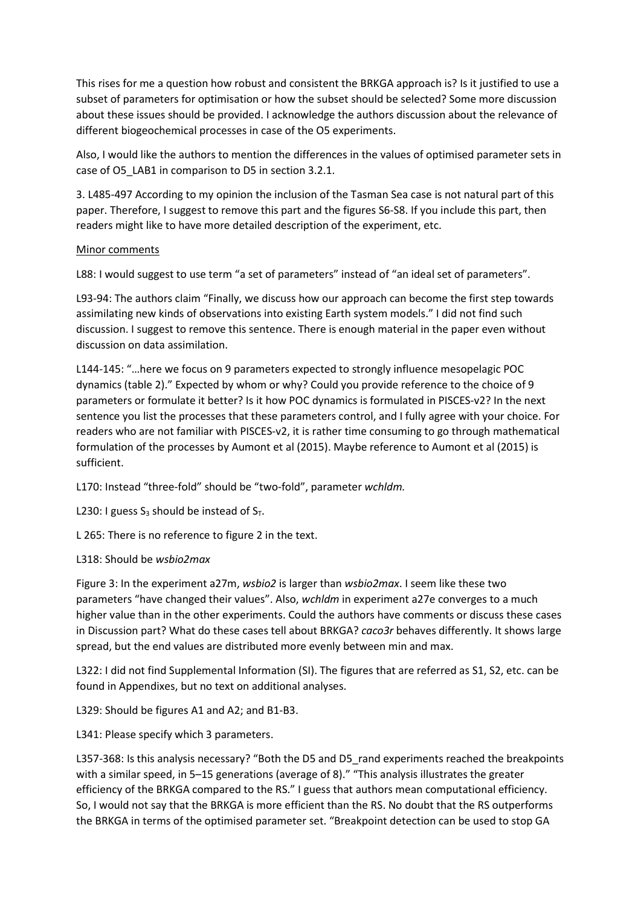This rises for me a question how robust and consistent the BRKGA approach is? Is it justified to use a subset of parameters for optimisation or how the subset should be selected? Some more discussion about these issues should be provided. I acknowledge the authors discussion about the relevance of different biogeochemical processes in case of the O5 experiments.

Also, I would like the authors to mention the differences in the values of optimised parameter sets in case of O5_LAB1 in comparison to D5 in section 3.2.1.

3. L485-497 According to my opinion the inclusion of the Tasman Sea case is not natural part of this paper. Therefore, I suggest to remove this part and the figures S6-S8. If you include this part, then readers might like to have more detailed description of the experiment, etc.

Minor comments

L88: I would suggest to use term "a set of parameters" instead of "an ideal set of parameters".

L93-94: The authors claim "Finally, we discuss how our approach can become the first step towards assimilating new kinds of observations into existing Earth system models." I did not find such discussion. I suggest to remove this sentence. There is enough material in the paper even without discussion on data assimilation.

L144-145: "…here we focus on 9 parameters expected to strongly influence mesopelagic POC dynamics (table 2)." Expected by whom or why? Could you provide reference to the choice of 9 parameters or formulate it better? Is it how POC dynamics is formulated in PISCES-v2? In the next sentence you list the processes that these parameters control, and I fully agree with your choice. For readers who are not familiar with PISCES-v2, it is rather time consuming to go through mathematical formulation of the processes by Aumont et al (2015). Maybe reference to Aumont et al (2015) is sufficient.

L170: Instead "three-fold" should be "two-fold", parameter *wchldm.*

L230: I guess $S_3$ should be instead of $S_T$.

L 265: There is no reference to figure 2 in the text.

L318: Should be *wsbio2max*

Figure 3: In the experiment a27m, *wsbio2* is larger than *wsbio2max*. I seem like these two parameters "have changed their values". Also, *wchldm* in experiment a27e converges to a much higher value than in the other experiments. Could the authors have comments or discuss these cases in Discussion part? What do these cases tell about BRKGA? *caco3r* behaves differently. It shows large spread, but the end values are distributed more evenly between min and max.

L322: I did not find Supplemental Information (SI). The figures that are referred as S1, S2, etc. can be found in Appendixes, but no text on additional analyses.

L329: Should be figures A1 and A2; and B1-B3.

L341: Please specify which 3 parameters.

L357-368: Is this analysis necessary? "Both the D5 and D5_rand experiments reached the breakpoints with a similar speed, in 5–15 generations (average of 8)." "This analysis illustrates the greater efficiency of the BRKGA compared to the RS." I guess that authors mean computational efficiency. So, I would not say that the BRKGA is more efficient than the RS. No doubt that the RS outperforms the BRKGA in terms of the optimised parameter set. "Breakpoint detection can be used to stop GA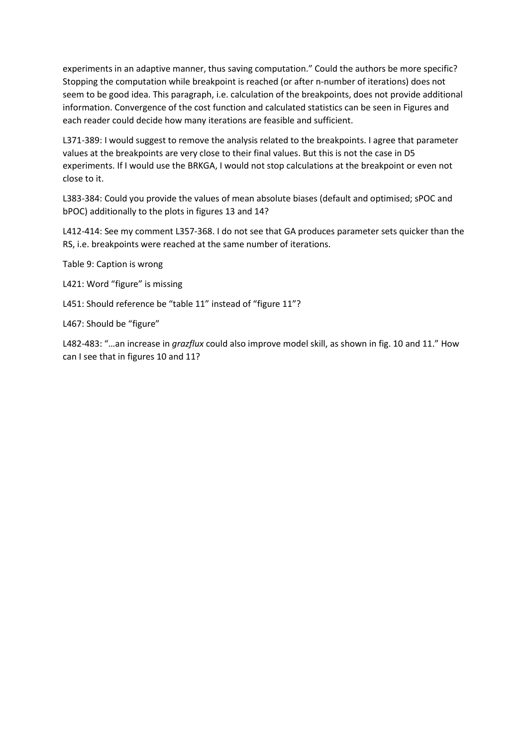experiments in an adaptive manner, thus saving computation." Could the authors be more specific? Stopping the computation while breakpoint is reached (or after n-number of iterations) does not seem to be good idea. This paragraph, i.e. calculation of the breakpoints, does not provide additional information. Convergence of the cost function and calculated statistics can be seen in Figures and each reader could decide how many iterations are feasible and sufficient.

L371-389: I would suggest to remove the analysis related to the breakpoints. I agree that parameter values at the breakpoints are very close to their final values. But this is not the case in D5 experiments. If I would use the BRKGA, I would not stop calculations at the breakpoint or even not close to it.

L383-384: Could you provide the values of mean absolute biases (default and optimised; sPOC and bPOC) additionally to the plots in figures 13 and 14?

L412-414: See my comment L357-368. I do not see that GA produces parameter sets quicker than the RS, i.e. breakpoints were reached at the same number of iterations.

Table 9: Caption is wrong

L421: Word "figure" is missing

L451: Should reference be "table 11" instead of "figure 11"?

L467: Should be "figure"

L482-483: "…an increase in *grazflux* could also improve model skill, as shown in fig. 10 and 11." How can I see that in figures 10 and 11?